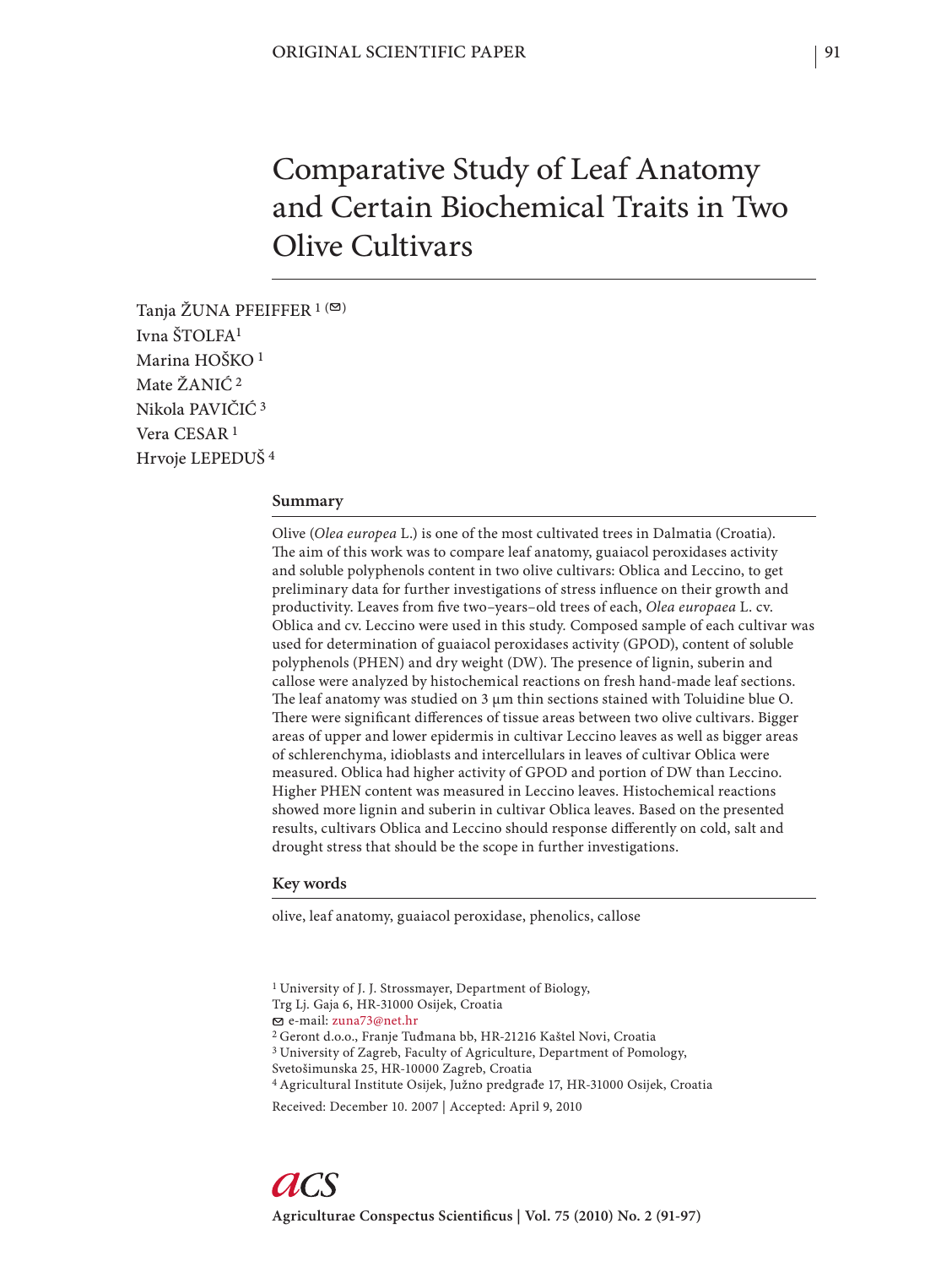ORIGINAL SCIENTIFIC PAPER

# Comparative Study of Leaf Anatomy and Certain Biochemical Traits in Two Olive Cultivars

Tanja ŽUNA PFEIFFER [1] (✉)
Ivna ŠTOLFA[1]
Marina HOŠKO [1]
Mate ŽANIĆ [2]
Nikola PAVIČIĆ [3]
Vera CESAR [1]
Hrvoje LEPEDUŠ [4]

## Summary

Olive (*Olea europea* L.) is one of the most cultivated trees in Dalmatia (Croatia). The aim of this work was to compare leaf anatomy, guaiacol peroxidases activity and soluble polyphenols content in two olive cultivars: Oblica and Leccino, to get preliminary data for further investigations of stress influence on their growth and productivity. Leaves from five two–years–old trees of each, *Olea europaea* L. cv. Oblica and cv. Leccino were used in this study. Composed sample of each cultivar was used for determination of guaiacol peroxidases activity (GPOD), content of soluble polyphenols (PHEN) and dry weight (DW). The presence of lignin, suberin and callose were analyzed by histochemical reactions on fresh hand-made leaf sections. The leaf anatomy was studied on 3 µm thin sections stained with Toluidine blue O. There were significant differences of tissue areas between two olive cultivars. Bigger areas of upper and lower epidermis in cultivar Leccino leaves as well as bigger areas of schlerenchyma, idioblasts and intercellulars in leaves of cultivar Oblica were measured. Oblica had higher activity of GPOD and portion of DW than Leccino. Higher PHEN content was measured in Leccino leaves. Histochemical reactions showed more lignin and suberin in cultivar Oblica leaves. Based on the presented results, cultivars Oblica and Leccino should response differently on cold, salt and drought stress that should be the scope in further investigations.

## Key words

olive, leaf anatomy, guaiacol peroxidase, phenolics, callose

[1] University of J. J. Strossmayer, Department of Biology, Trg Lj. Gaja 6, HR-31000 Osijek, Croatia
✉ e-mail: zuna73@net.hr
[2] Geront d.o.o., Franje Tuđmana bb, HR-21216 Kaštel Novi, Croatia
[3] University of Zagreb, Faculty of Agriculture, Department of Pomology, Svetošimunska 25, HR-10000 Zagreb, Croatia
[4] Agricultural Institute Osijek, Južno predgrađe 17, HR-31000 Osijek, Croatia

Received: December 10. 2007 | Accepted: April 9, 2010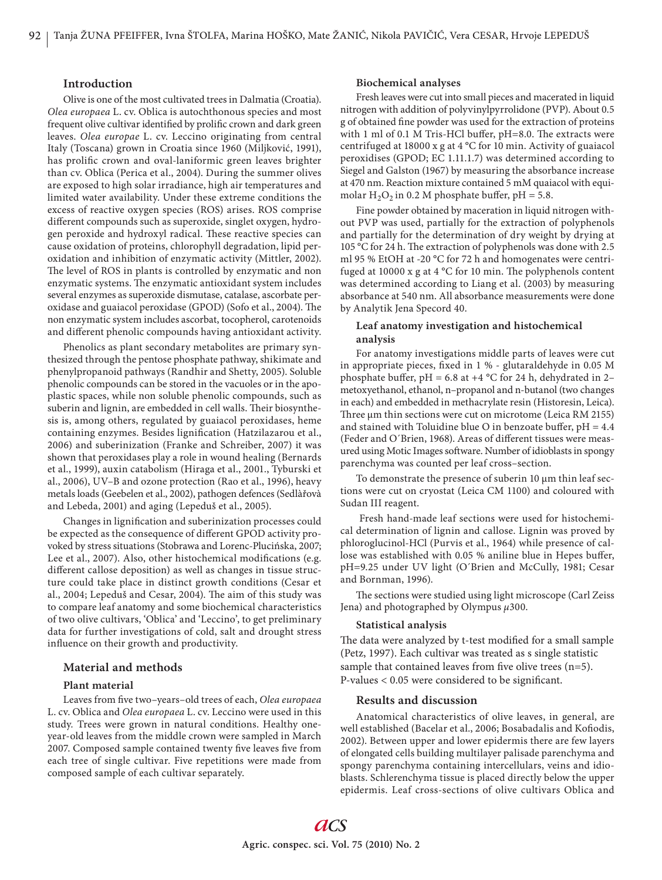## Introduction

Olive is one of the most cultivated trees in Dalmatia (Croatia). *Olea europaea* L. cv. Oblica is autochthonous species and most frequent olive cultivar identified by prolific crown and dark green leaves. *Olea europae* L. cv. Leccino originating from central Italy (Toscana) grown in Croatia since 1960 (Miljković, 1991), has prolific crown and oval-laniformic green leaves brighter than cv. Oblica (Perica et al., 2004). During the summer olives are exposed to high solar irradiance, high air temperatures and limited water availability. Under these extreme conditions the excess of reactive oxygen species (ROS) arises. ROS comprise different compounds such as superoxide, singlet oxygen, hydrogen peroxide and hydroxyl radical. These reactive species can cause oxidation of proteins, chlorophyll degradation, lipid peroxidation and inhibition of enzymatic activity (Mittler, 2002). The level of ROS in plants is controlled by enzymatic and non enzymatic systems. The enzymatic antioxidant system includes several enzymes as superoxide dismutase, catalase, ascorbate peroxidase and guaiacol peroxidase (GPOD) (Sofo et al., 2004). The non enzymatic system includes ascorbat, tocopherol, carotenoids and different phenolic compounds having antioxidant activity.

Phenolics as plant secondary metabolites are primary synthesized through the pentose phosphate pathway, shikimate and phenylpropanoid pathways (Randhir and Shetty, 2005). Soluble phenolic compounds can be stored in the vacuoles or in the apoplastic spaces, while non soluble phenolic compounds, such as suberin and lignin, are embedded in cell walls. Their biosynthesis is, among others, regulated by guaiacol peroxidases, heme containing enzymes. Besides lignification (Hatzilazarou et al., 2006) and suberinization (Franke and Schreiber, 2007) it was shown that peroxidases play a role in wound healing (Bernards et al., 1999), auxin catabolism (Hiraga et al., 2001., Tyburski et al., 2006), UV–B and ozone protection (Rao et al., 1996), heavy metals loads (Geebelen et al., 2002), pathogen defences (Sedlàřovà and Lebeda, 2001) and aging (Lepeduš et al., 2005).

Changes in lignification and suberinization processes could be expected as the consequence of different GPOD activity provoked by stress situations (Stobrawa and Lorenc-Plucińska, 2007; Lee et al., 2007). Also, other histochemical modifications (e.g. different callose deposition) as well as changes in tissue structure could take place in distinct growth conditions (Cesar et al., 2004; Lepeduš and Cesar, 2004). The aim of this study was to compare leaf anatomy and some biochemical characteristics of two olive cultivars, 'Oblica' and 'Leccino', to get preliminary data for further investigations of cold, salt and drought stress influence on their growth and productivity.

## Material and methods

### Plant material

Leaves from five two–years–old trees of each, *Olea europaea* L. cv. Oblica and *Olea europaea* L. cv. Leccino were used in this study. Trees were grown in natural conditions. Healthy one-year-old leaves from the middle crown were sampled in March 2007. Composed sample contained twenty five leaves five from each tree of single cultivar. Five repetitions were made from composed sample of each cultivar separately.

### Biochemical analyses

Fresh leaves were cut into small pieces and macerated in liquid nitrogen with addition of polyvinylpyrrolidone (PVP). About 0.5 g of obtained fine powder was used for the extraction of proteins with 1 ml of 0.1 M Tris-HCl buffer, pH=8.0. The extracts were centrifuged at 18000 x g at 4 °C for 10 min. Activity of guaiacol peroxidises (GPOD; EC 1.11.1.7) was determined according to Siegel and Galston (1967) by measuring the absorbance increase at 470 nm. Reaction mixture contained 5 mM quaiacol with equimolar $H_2O_2$ in 0.2 M phosphate buffer, pH = 5.8.

Fine powder obtained by maceration in liquid nitrogen without PVP was used, partially for the extraction of polyphenols and partially for the determination of dry weight by drying at 105 °C for 24 h. The extraction of polyphenols was done with 2.5 ml 95 % EtOH at -20 °C for 72 h and homogenates were centrifuged at 10000 x g at 4 °C for 10 min. The polyphenols content was determined according to Liang et al. (2003) by measuring absorbance at 540 nm. All absorbance measurements were done by Analytik Jena Specord 40.

### Leaf anatomy investigation and histochemical analysis

For anatomy investigations middle parts of leaves were cut in appropriate pieces, fixed in 1 % - glutaraldehyde in 0.05 M phosphate buffer, pH = 6.8 at +4 °C for 24 h, dehydrated in 2–metoxyethanol, ethanol, n–propanol and n-butanol (two changes in each) and embedded in methacrylate resin (Historesin, Leica). Three μm thin sections were cut on microtome (Leica RM 2155) and stained with Toluidine blue O in benzoate buffer, pH = 4.4 (Feder and O´Brien, 1968). Areas of different tissues were measured using Motic Images software. Number of idioblasts in spongy parenchyma was counted per leaf cross–section.

To demonstrate the presence of suberin 10 μm thin leaf sections were cut on cryostat (Leica CM 1100) and coloured with Sudan III reagent.

Fresh hand-made leaf sections were used for histochemical determination of lignin and callose. Lignin was proved by phloroglucinol-HCl (Purvis et al., 1964) while presence of callose was established with 0.05 % aniline blue in Hepes buffer, pH=9.25 under UV light (O´Brien and McCully, 1981; Cesar and Bornman, 1996).

The sections were studied using light microscope (Carl Zeiss Jena) and photographed by Olympus $\mu$300.

### Statistical analysis

The data were analyzed by t-test modified for a small sample (Petz, 1997). Each cultivar was treated as s single statistic sample that contained leaves from five olive trees (n=5). P-values < 0.05 were considered to be significant.

## Results and discussion

Anatomical characteristics of olive leaves, in general, are well established (Bacelar et al., 2006; Bosabadalis and Kofiodis, 2002). Between upper and lower epidermis there are few layers of elongated cells building multilayer palisade parenchyma and spongy parenchyma containing intercellulars, veins and idioblasts. Schlerenchyma tissue is placed directly below the upper epidermis. Leaf cross-sections of olive cultivars Oblica and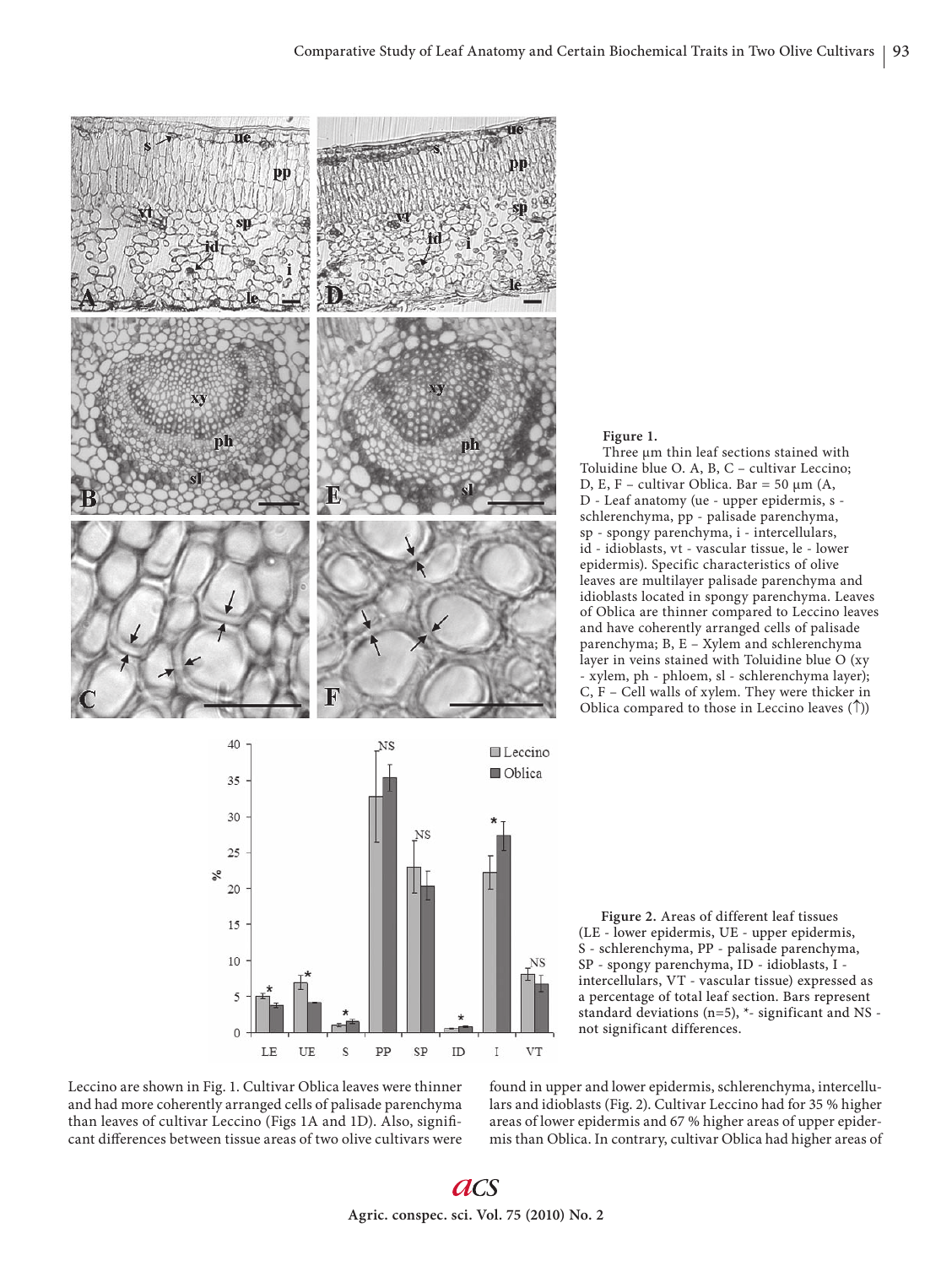**Figure 1.** Three μm thin leaf sections stained with Toluidine blue O. A, B, C – cultivar Leccino; D, E, F – cultivar Oblica. Bar = 50 μm (A, D - Leaf anatomy (ue - upper epidermis, s - schlerenchyma, pp - palisade parenchyma, sp - spongy parenchyma, i - intercellulars, id - idioblasts, vt - vascular tissue, le - lower epidermis). Specific characteristics of olive leaves are multilayer palisade parenchyma and idioblasts located in spongy parenchyma. Leaves of Oblica are thinner compared to Leccino leaves and have coherently arranged cells of palisade parenchyma; B, E – Xylem and schlerenchyma layer in veins stained with Toluidine blue O (xy - xylem, ph - phloem, sl - schlerenchyma layer); C, F – Cell walls of xylem. They were thicker in Oblica compared to those in Leccino leaves (↑))

**Figure 2.** Areas of different leaf tissues (LE - lower epidermis, UE - upper epidermis, S - schlerenchyma, PP - palisade parenchyma, SP - spongy parenchyma, ID - idioblasts, I - intercellulars, VT - vascular tissue) expressed as a percentage of total leaf section. Bars represent standard deviations (n=5), *- significant and NS - not significant differences.

Leccino are shown in Fig. 1. Cultivar Oblica leaves were thinner and had more coherently arranged cells of palisade parenchyma than leaves of cultivar Leccino (Figs 1A and 1D). Also, significant differences between tissue areas of two olive cultivars were found in upper and lower epidermis, schlerenchyma, intercellulars and idioblasts (Fig. 2). Cultivar Leccino had for 35 % higher areas of lower epidermis and 67 % higher areas of upper epidermis than Oblica. In contrary, cultivar Oblica had higher areas of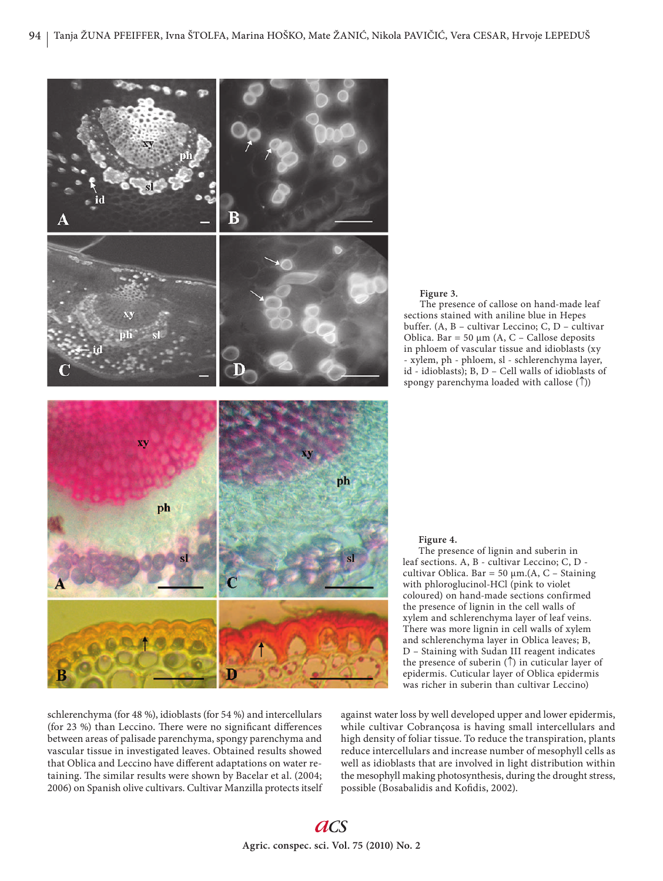**Figure 3.**
The presence of callose on hand-made leaf sections stained with aniline blue in Hepes buffer. (A, B – cultivar Leccino; C, D – cultivar Oblica. Bar = 50 µm (A, C – Callose deposits in phloem of vascular tissue and idioblasts (xy - xylem, ph - phloem, sl - schlerenchyma layer, id - idioblasts); B, D – Cell walls of idioblasts of spongy parenchyma loaded with callose (↑))

**Figure 4.**
The presence of lignin and suberin in leaf sections. A, B - cultivar Leccino; C, D - cultivar Oblica. Bar = 50 µm.(A, C – Staining with phloroglucinol-HCl (pink to violet coloured) on hand-made sections confirmed the presence of lignin in the cell walls of xylem and schlerenchyma layer of leaf veins. There was more lignin in cell walls of xylem and schlerenchyma layer in Oblica leaves; B, D – Staining with Sudan III reagent indicates the presence of suberin (↑) in cuticular layer of epidermis. Cuticular layer of Oblica epidermis was richer in suberin than cultivar Leccino)

schlerenchyma (for 48 %), idioblasts (for 54 %) and intercellulars (for 23 %) than Leccino. There were no significant differences between areas of palisade parenchyma, spongy parenchyma and vascular tissue in investigated leaves. Obtained results showed that Oblica and Leccino have different adaptations on water retaining. The similar results were shown by Bacelar et al. (2004; 2006) on Spanish olive cultivars. Cultivar Manzilla protects itself against water loss by well developed upper and lower epidermis, while cultivar Cobrançosa is having small intercellulars and high density of foliar tissue. To reduce the transpiration, plants reduce intercellulars and increase number of mesophyll cells as well as idioblasts that are involved in light distribution within the mesophyll making photosynthesis, during the drought stress, possible (Bosabalidis and Kofidis, 2002).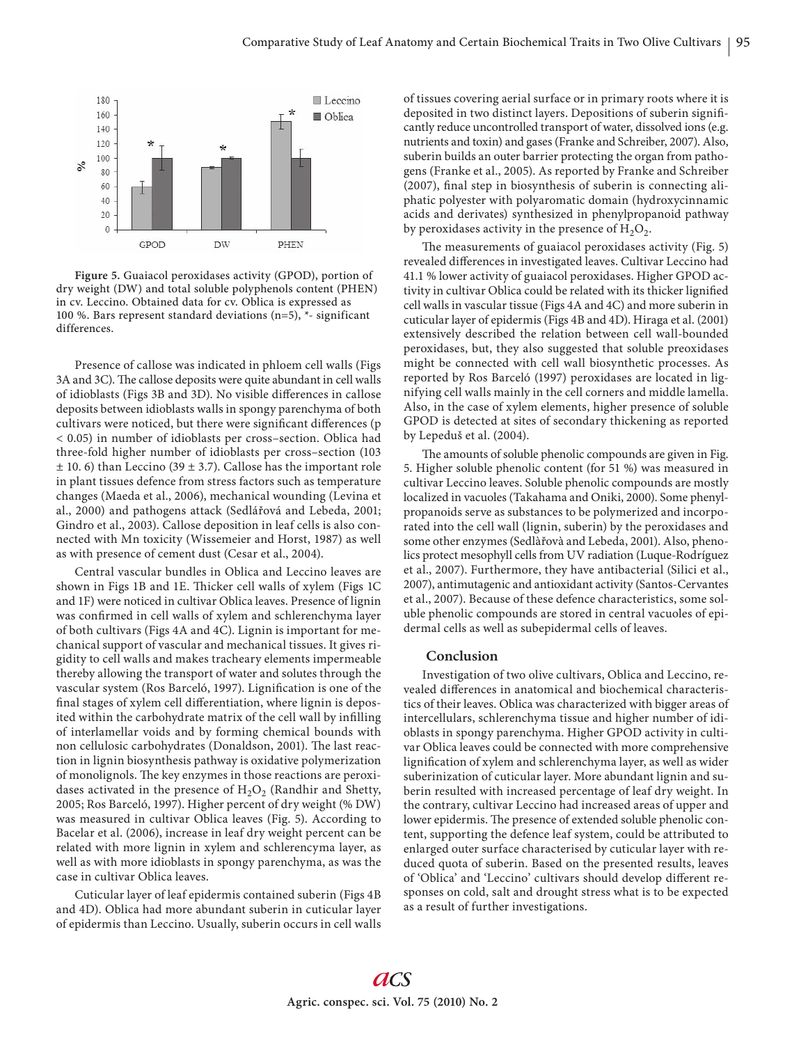Figure 5. Guaiacol peroxidases activity (GPOD), portion of dry weight (DW) and total soluble polyphenols content (PHEN) in cv. Leccino. Obtained data for cv. Oblica is expressed as 100 %. Bars represent standard deviations (n=5), *- significant differences.

Presence of callose was indicated in phloem cell walls (Figs 3A and 3C). The callose deposits were quite abundant in cell walls of idioblasts (Figs 3B and 3D). No visible differences in callose deposits between idioblasts walls in spongy parenchyma of both cultivars were noticed, but there were significant differences ($p < 0.05$) in number of idioblasts per cross–section. Oblica had three-fold higher number of idioblasts per cross–section (103 ± 10. 6) than Leccino (39 ± 3.7). Callose has the important role in plant tissues defence from stress factors such as temperature changes (Maeda et al., 2006), mechanical wounding (Levina et al., 2000) and pathogens attack (Sedlářová and Lebeda, 2001; Gindro et al., 2003). Callose deposition in leaf cells is also connected with Mn toxicity (Wissemeier and Horst, 1987) as well as with presence of cement dust (Cesar et al., 2004).

Central vascular bundles in Oblica and Leccino leaves are shown in Figs 1B and 1E. Thicker cell walls of xylem (Figs 1C and 1F) were noticed in cultivar Oblica leaves. Presence of lignin was confirmed in cell walls of xylem and schlerenchyma layer of both cultivars (Figs 4A and 4C). Lignin is important for mechanical support of vascular and mechanical tissues. It gives rigidity to cell walls and makes tracheary elements impermeable thereby allowing the transport of water and solutes through the vascular system (Ros Barceló, 1997). Lignification is one of the final stages of xylem cell differentiation, where lignin is deposited within the carbohydrate matrix of the cell wall by infilling of interlamellar voids and by forming chemical bounds with non cellulosic carbohydrates (Donaldson, 2001). The last reaction in lignin biosynthesis pathway is oxidative polymerization of monolignols. The key enzymes in those reactions are peroxidases activated in the presence of $H_2O_2$ (Randhir and Shetty, 2005; Ros Barceló, 1997). Higher percent of dry weight (% DW) was measured in cultivar Oblica leaves (Fig. 5). According to Bacelar et al. (2006), increase in leaf dry weight percent can be related with more lignin in xylem and schlerencyma layer, as well as with more idioblasts in spongy parenchyma, as was the case in cultivar Oblica leaves.

Cuticular layer of leaf epidermis contained suberin (Figs 4B and 4D). Oblica had more abundant suberin in cuticular layer of epidermis than Leccino. Usually, suberin occurs in cell walls of tissues covering aerial surface or in primary roots where it is deposited in two distinct layers. Depositions of suberin significantly reduce uncontrolled transport of water, dissolved ions (e.g. nutrients and toxin) and gases (Franke and Schreiber, 2007). Also, suberin builds an outer barrier protecting the organ from pathogens (Franke et al., 2005). As reported by Franke and Schreiber (2007), final step in biosynthesis of suberin is connecting aliphatic polyester with polyaromatic domain (hydroxycinnamic acids and derivates) synthesized in phenylpropanoid pathway by peroxidases activity in the presence of $H_2O_2$.

The measurements of guaiacol peroxidases activity (Fig. 5) revealed differences in investigated leaves. Cultivar Leccino had 41.1 % lower activity of guaiacol peroxidases. Higher GPOD activity in cultivar Oblica could be related with its thicker lignified cell walls in vascular tissue (Figs 4A and 4C) and more suberin in cuticular layer of epidermis (Figs 4B and 4D). Hiraga et al. (2001) extensively described the relation between cell wall-bounded peroxidases, but, they also suggested that soluble preoxidases might be connected with cell wall biosynthetic processes. As reported by Ros Barceló (1997) peroxidases are located in lignifying cell walls mainly in the cell corners and middle lamella. Also, in the case of xylem elements, higher presence of soluble GPOD is detected at sites of secondary thickening as reported by Lepeduš et al. (2004).

The amounts of soluble phenolic compounds are given in Fig. 5. Higher soluble phenolic content (for 51 %) was measured in cultivar Leccino leaves. Soluble phenolic compounds are mostly localized in vacuoles (Takahama and Oniki, 2000). Some phenylpropanoids serve as substances to be polymerized and incorporated into the cell wall (lignin, suberin) by the peroxidases and some other enzymes (Sedlàřovà and Lebeda, 2001). Also, phenolics protect mesophyll cells from UV radiation (Luque-Rodríguez et al., 2007). Furthermore, they have antibacterial (Silici et al., 2007), antimutagenic and antioxidant activity (Santos-Cervantes et al., 2007). Because of these defence characteristics, some soluble phenolic compounds are stored in central vacuoles of epidermal cells as well as subepidermal cells of leaves.

## Conclusion

Investigation of two olive cultivars, Oblica and Leccino, revealed differences in anatomical and biochemical characteristics of their leaves. Oblica was characterized with bigger areas of intercellulars, schlerenchyma tissue and higher number of idioblasts in spongy parenchyma. Higher GPOD activity in cultivar Oblica leaves could be connected with more comprehensive lignification of xylem and schlerenchyma layer, as well as wider suberinization of cuticular layer. More abundant lignin and suberin resulted with increased percentage of leaf dry weight. In the contrary, cultivar Leccino had increased areas of upper and lower epidermis. The presence of extended soluble phenolic content, supporting the defence leaf system, could be attributed to enlarged outer surface characterised by cuticular layer with reduced quota of suberin. Based on the presented results, leaves of 'Oblica' and 'Leccino' cultivars should develop different responses on cold, salt and drought stress what is to be expected as a result of further investigations.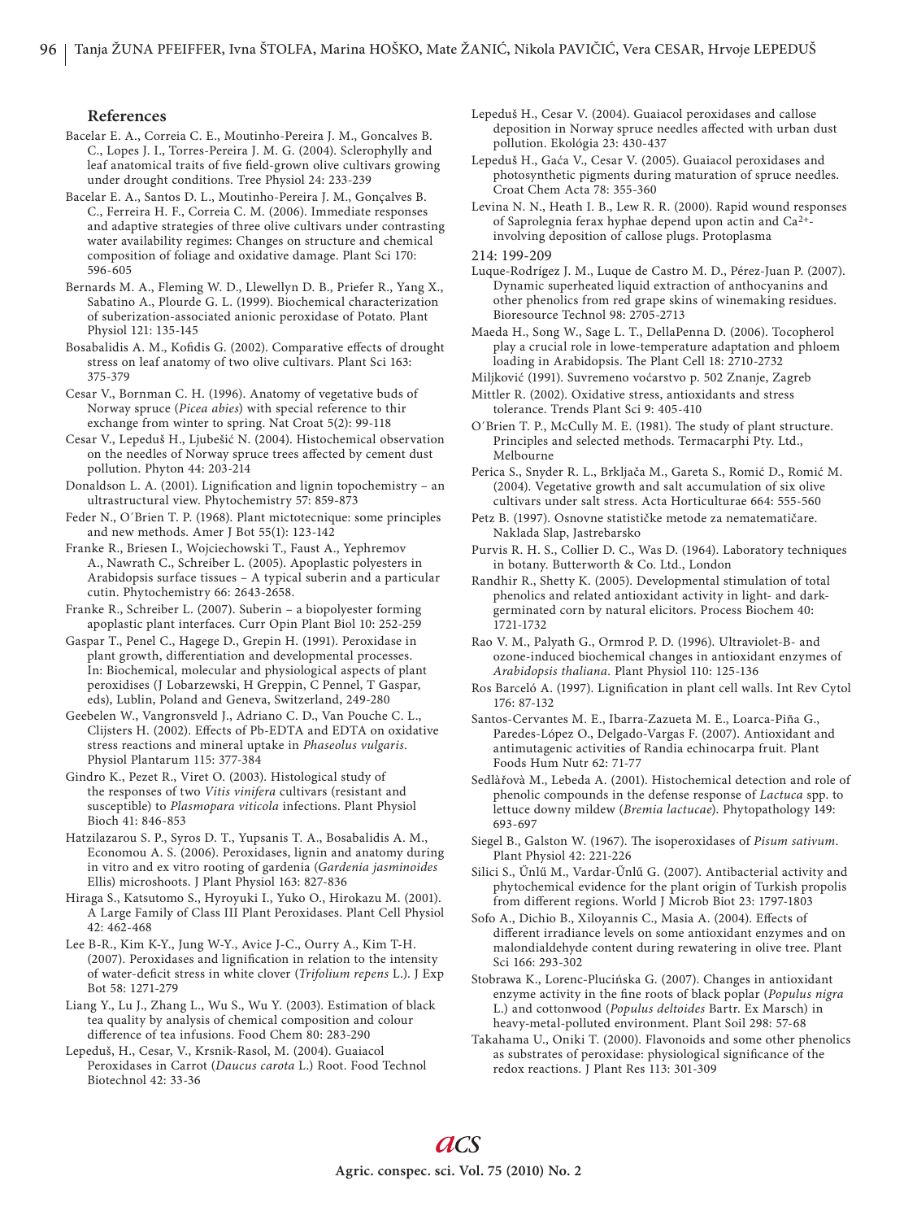## References

Bacelar E. A., Correia C. E., Moutinho-Pereira J. M., Goncalves B. C., Lopes J. I., Torres-Pereira J. M. G. (2004). Sclerophylly and leaf anatomical traits of five field-grown olive cultivars growing under drought conditions. Tree Physiol 24: 233-239

Bacelar E. A., Santos D. L., Moutinho-Pereira J. M., Gonçalves B. C., Ferreira H. F., Correia C. M. (2006). Immediate responses and adaptive strategies of three olive cultivars under contrasting water availability regimes: Changes on structure and chemical composition of foliage and oxidative damage. Plant Sci 170: 596-605

Bernards M. A., Fleming W. D., Llewellyn D. B., Priefer R., Yang X., Sabatino A., Plourde G. L. (1999). Biochemical characterization of suberization-associated anionic peroxidase of Potato. Plant Physiol 121: 135-145

Bosabalidis A. M., Kofidis G. (2002). Comparative effects of drought stress on leaf anatomy of two olive cultivars. Plant Sci 163: 375-379

Cesar V., Bornman C. H. (1996). Anatomy of vegetative buds of Norway spruce (*Picea abies*) with special reference to thir exchange from winter to spring. Nat Croat 5(2): 99-118

Cesar V., Lepeduš H., Ljubešić N. (2004). Histochemical observation on the needles of Norway spruce trees affected by cement dust pollution. Phyton 44: 203-214

Donaldson L. A. (2001). Lignification and lignin topochemistry – an ultrastructural view. Phytochemistry 57: 859-873

Feder N., O´Brien T. P. (1968). Plant mictotecnique: some principles and new methods. Amer J Bot 55(1): 123-142

Franke R., Briesen I., Wojciechowski T., Faust A., Yephremov A., Nawrath C., Schreiber L. (2005). Apoplastic polyesters in Arabidopsis surface tissues – A typical suberin and a particular cutin. Phytochemistry 66: 2643-2658.

Franke R., Schreiber L. (2007). Suberin – a biopolyester forming apoplastic plant interfaces. Curr Opin Plant Biol 10: 252-259

Gaspar T., Penel C., Hagege D., Grepin H. (1991). Peroxidase in plant growth, differentiation and developmental processes. In: Biochemical, molecular and physiological aspects of plant peroxidises (J Lobarzewski, H Greppin, C Pennel, T Gaspar, eds), Lublin, Poland and Geneva, Switzerland, 249-280

Geebelen W., Vangronsveld J., Adriano C. D., Van Pouche C. L., Clijsters H. (2002). Effects of Pb-EDTA and EDTA on oxidative stress reactions and mineral uptake in *Phaseolus vulgaris*. Physiol Plantarum 115: 377-384

Gindro K., Pezet R., Viret O. (2003). Histological study of the responses of two *Vitis vinifera* cultivars (resistant and susceptible) to *Plasmopara viticola* infections. Plant Physiol Bioch 41: 846-853

Hatzilazarou S. P., Syros D. T., Yupsanis T. A., Bosabalidis A. M., Economou A. S. (2006). Peroxidases, lignin and anatomy during in vitro and ex vitro rooting of gardenia (*Gardenia jasminoides* Ellis) microshoots. J Plant Physiol 163: 827-836

Hiraga S., Katsutomo S., Hyroyuki I., Yuko O., Hirokazu M. (2001). A Large Family of Class III Plant Peroxidases. Plant Cell Physiol 42: 462-468

Lee B-R., Kim K-Y., Jung W-Y., Avice J-C., Ourry A., Kim T-H. (2007). Peroxidases and lignification in relation to the intensity of water-deficit stress in white clover (*Trifolium repens* L.). J Exp Bot 58: 1271-279

Liang Y., Lu J., Zhang L., Wu S., Wu Y. (2003). Estimation of black tea quality by analysis of chemical composition and colour difference of tea infusions. Food Chem 80: 283-290

Lepeduš, H., Cesar, V., Krsnik-Rasol, M. (2004). Guaiacol Peroxidases in Carrot (*Daucus carota* L.) Root. Food Technol Biotechnol 42: 33-36

Lepeduš H., Cesar V. (2004). Guaiacol peroxidases and callose deposition in Norway spruce needles affected with urban dust pollution. Ekológia 23: 430-437

Lepeduš H., Gaća V., Cesar V. (2005). Guaiacol peroxidases and photosynthetic pigments during maturation of spruce needles. Croat Chem Acta 78: 355-360

Levina N. N., Heath I. B., Lew R. R. (2000). Rapid wound responses of Saprolegnia ferax hyphae depend upon actin and $Ca^{2+}$-involving deposition of callose plugs. Protoplasma 214: 199-209

Luque-Rodrígez J. M., Luque de Castro M. D., Pérez-Juan P. (2007). Dynamic superheated liquid extraction of anthocyanins and other phenolics from red grape skins of winemaking residues. Bioresource Technol 98: 2705-2713

Maeda H., Song W., Sage L. T., DellaPenna D. (2006). Tocopherol play a crucial role in lowe-temperature adaptation and phloem loading in Arabidopsis. The Plant Cell 18: 2710-2732

Miljković (1991). Suvremeno voćarstvo p. 502 Znanje, Zagreb

Mittler R. (2002). Oxidative stress, antioxidants and stress tolerance. Trends Plant Sci 9: 405-410

O´Brien T. P., McCully M. E. (1981). The study of plant structure. Principles and selected methods. Termacarphi Pty. Ltd., Melbourne

Perica S., Snyder R. L., Brkljača M., Gareta S., Romić D., Romić M. (2004). Vegetative growth and salt accumulation of six olive cultivars under salt stress. Acta Horticulturae 664: 555-560

Petz B. (1997). Osnovne statističke metode za nematematičare. Naklada Slap, Jastrebarsko

Purvis R. H. S., Collier D. C., Was D. (1964). Laboratory techniques in botany. Butterworth & Co. Ltd., London

Randhir R., Shetty K. (2005). Developmental stimulation of total phenolics and related antioxidant activity in light- and dark-germinated corn by natural elicitors. Process Biochem 40: 1721-1732

Rao V. M., Palyath G., Ormrod P. D. (1996). Ultraviolet-B- and ozone-induced biochemical changes in antioxidant enzymes of *Arabidopsis thaliana*. Plant Physiol 110: 125-136

Ros Barceló A. (1997). Lignification in plant cell walls. Int Rev Cytol 176: 87-132

Santos-Cervantes M. E., Ibarra-Zazueta M. E., Loarca-Piña G., Paredes-López O., Delgado-Vargas F. (2007). Antioxidant and antimutagenic activities of Randia echinocarpa fruit. Plant Foods Hum Nutr 62: 71-77

Sedlàřovà M., Lebeda A. (2001). Histochemical detection and role of phenolic compounds in the defense response of *Lactuca* spp. to lettuce downy mildew (*Bremia lactucae*). Phytopathology 149: 693-697

Siegel B., Galston W. (1967). The isoperoxidases of *Pisum sativum*. Plant Physiol 42: 221-226

Silici S., Űnlű M., Vardar-Űnlű G. (2007). Antibacterial activity and phytochemical evidence for the plant origin of Turkish propolis from different regions. World J Microb Biot 23: 1797-1803

Sofo A., Dichio B., Xiloyannis C., Masia A. (2004). Effects of different irradiance levels on some antioxidant enzymes and on malondialdehyde content during rewatering in olive tree. Plant Sci 166: 293-302

Stobrawa K., Lorenc-Plucińska G. (2007). Changes in antioxidant enzyme activity in the fine roots of black poplar (*Populus nigra* L.) and cottonwood (*Populus deltoides* Bartr. Ex Marsch) in heavy-metal-polluted environment. Plant Soil 298: 57-68

Takahama U., Oniki T. (2000). Flavonoids and some other phenolics as substrates of peroxidase: physiological significance of the redox reactions. J Plant Res 113: 301-309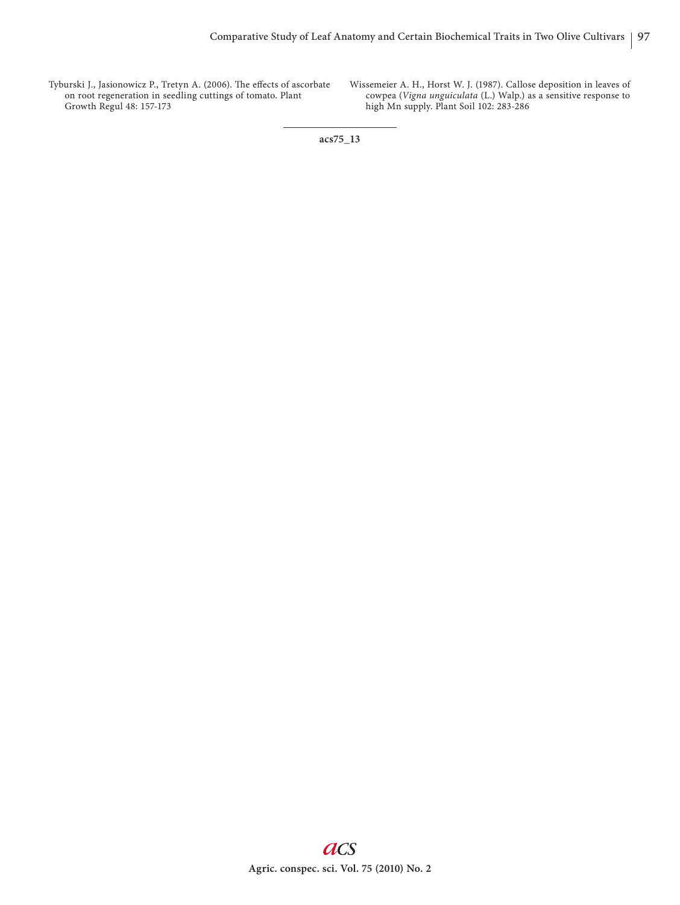Tyburski J., Jasionowicz P., Tretyn A. (2006). The effects of ascorbate on root regeneration in seedling cuttings of tomato. Plant Growth Regul 48: 157-173

Wissemeier A. H., Horst W. J. (1987). Callose deposition in leaves of cowpea (*Vigna unguiculata* (L.) Walp.) as a sensitive response to high Mn supply. Plant Soil 102: 283-286

**acs75_13**